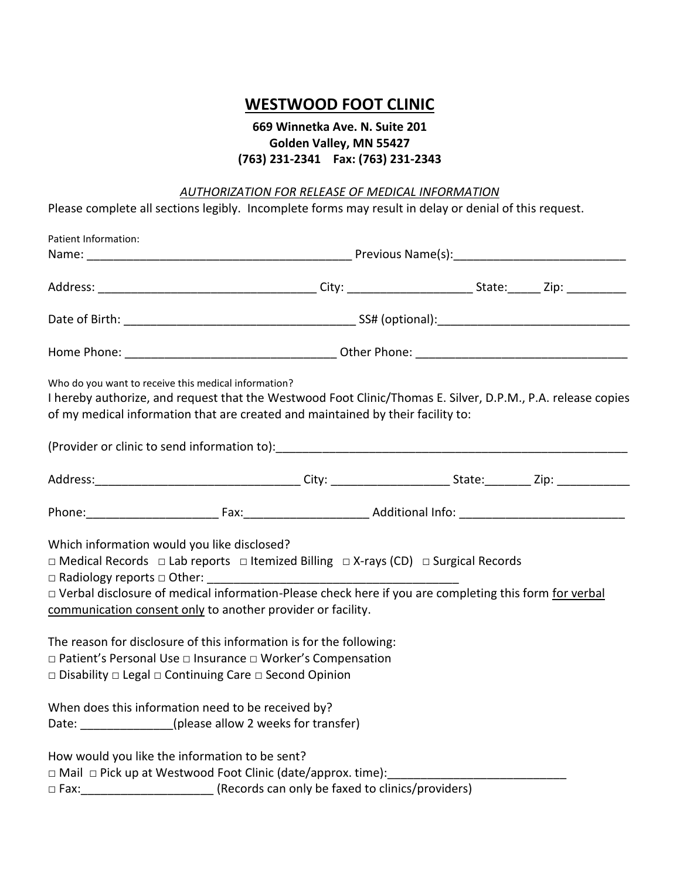# WESTWOOD FOOT CLINIC

**669 Winnetka Ave. N. Suite 201**
**Golden Valley, MN 55427**
**(763) 231-2341 Fax: (763) 231-2343**

*AUTHORIZATION FOR RELEASE OF MEDICAL INFORMATION*

Please complete all sections legibly. Incomplete forms may result in delay or denial of this request.

Patient Information:

Name: ________________________________________ Previous Name(s):__________________________

Address: ________________________________ City: __________________ State:_____ Zip: _________

Date of Birth: ___________________________________ SS# (optional):____________________________

Home Phone: _______________________________ Other Phone: _______________________________

Who do you want to receive this medical information?

I hereby authorize, and request that the Westwood Foot Clinic/Thomas E. Silver, D.P.M., P.A. release copies of my medical information that are created and maintained by their facility to:

(Provider or clinic to send information to):_____________________________________________________

Address:______________________________ City: _________________ State:_______ Zip: ___________

Phone:___________________ Fax:__________________ Additional Info: _________________________

Which information would you like disclosed?

□ Medical Records □ Lab reports □ Itemized Billing □ X-rays (CD) □ Surgical Records

□ Radiology reports □ Other: _______________________________________

□ Verbal disclosure of medical information-Please check here if you are completing this form <u>for verbal communication consent only</u> to another provider or facility.

The reason for disclosure of this information is for the following:

□ Patient's Personal Use □ Insurance □ Worker's Compensation

□ Disability □ Legal □ Continuing Care □ Second Opinion

When does this information need to be received by?

Date: ______________(please allow 2 weeks for transfer)

How would you like the information to be sent?

□ Mail □ Pick up at Westwood Foot Clinic (date/approx. time):___________________________

□ Fax:____________________ (Records can only be faxed to clinics/providers)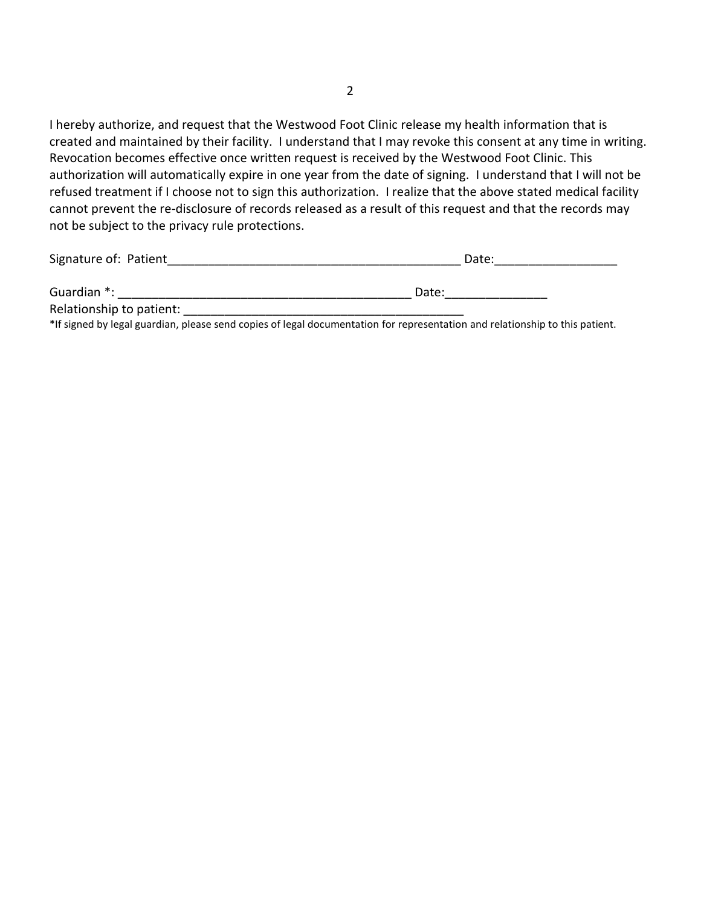I hereby authorize, and request that the Westwood Foot Clinic release my health information that is created and maintained by their facility. I understand that I may revoke this consent at any time in writing. Revocation becomes effective once written request is received by the Westwood Foot Clinic. This authorization will automatically expire in one year from the date of signing. I understand that I will not be refused treatment if I choose not to sign this authorization. I realize that the above stated medical facility cannot prevent the re-disclosure of records released as a result of this request and that the records may not be subject to the privacy rule protections.

Signature of: Patient_____________________________________________ Date:_________________

Guardian *: _____________________________________________ Date:_______________

Relationship to patient: ___________________________________________

*If signed by legal guardian, please send copies of legal documentation for representation and relationship to this patient.